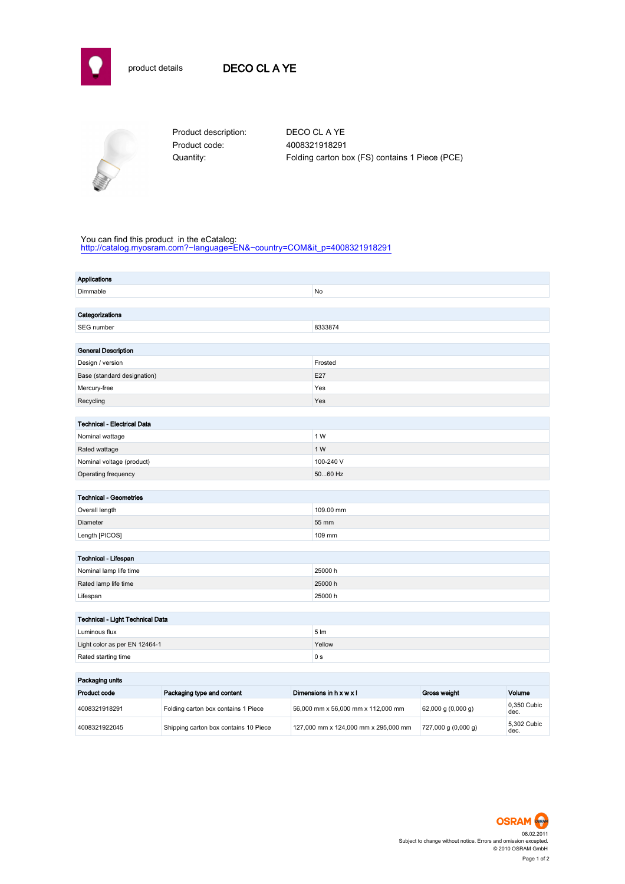product details

# DECO CL A YE

Product description: DECO CL A YE
Product code: 4008321918291
Quantity: Folding carton box (FS) contains 1 Piece (PCE)

You can find this product in the eCatalog:
http://catalog.myosram.com?~language=EN&~country=COM&it_p=4008321918291

| Applications | |
|---|---|
| Dimmable | No |

| Categorizations | |
|---|---|
| SEG number | 8333874 |

| General Description | |
|---|---|
| Design / version | Frosted |
| Base (standard designation) | E27 |
| Mercury-free | Yes |
| Recycling | Yes |

| Technical - Electrical Data | |
|---|---|
| Nominal wattage | 1 W |
| Rated wattage | 1 W |
| Nominal voltage (product) | 100-240 V |
| Operating frequency | 50...60 Hz |

| Technical - Geometries | |
|---|---|
| Overall length | 109.00 mm |
| Diameter | 55 mm |
| Length [PICOS] | 109 mm |

| Technical - Lifespan | |
|---|---|
| Nominal lamp life time | 25000 h |
| Rated lamp life time | 25000 h |
| Lifespan | 25000 h |

| Technical - Light Technical Data | |
|---|---|
| Luminous flux | 5 lm |
| Light color as per EN 12464-1 | Yellow |
| Rated starting time | 0 s |

**Packaging units**

| Product code | Packaging type and content | Dimensions in h x w x l | Gross weight | Volume |
|---|---|---|---|---|
| 4008321918291 | Folding carton box contains 1 Piece | 56,000 mm x 56,000 mm x 112,000 mm | 62,000 g (0,000 g) | 0,350 Cubic dec. |
| 4008321922045 | Shipping carton box contains 10 Piece | 127,000 mm x 124,000 mm x 295,000 mm | 727,000 g (0,000 g) | 5,302 Cubic dec. |

OSRAM
08.02.2011
Subject to change without notice. Errors and omission excepted.
© 2010 OSRAM GmbH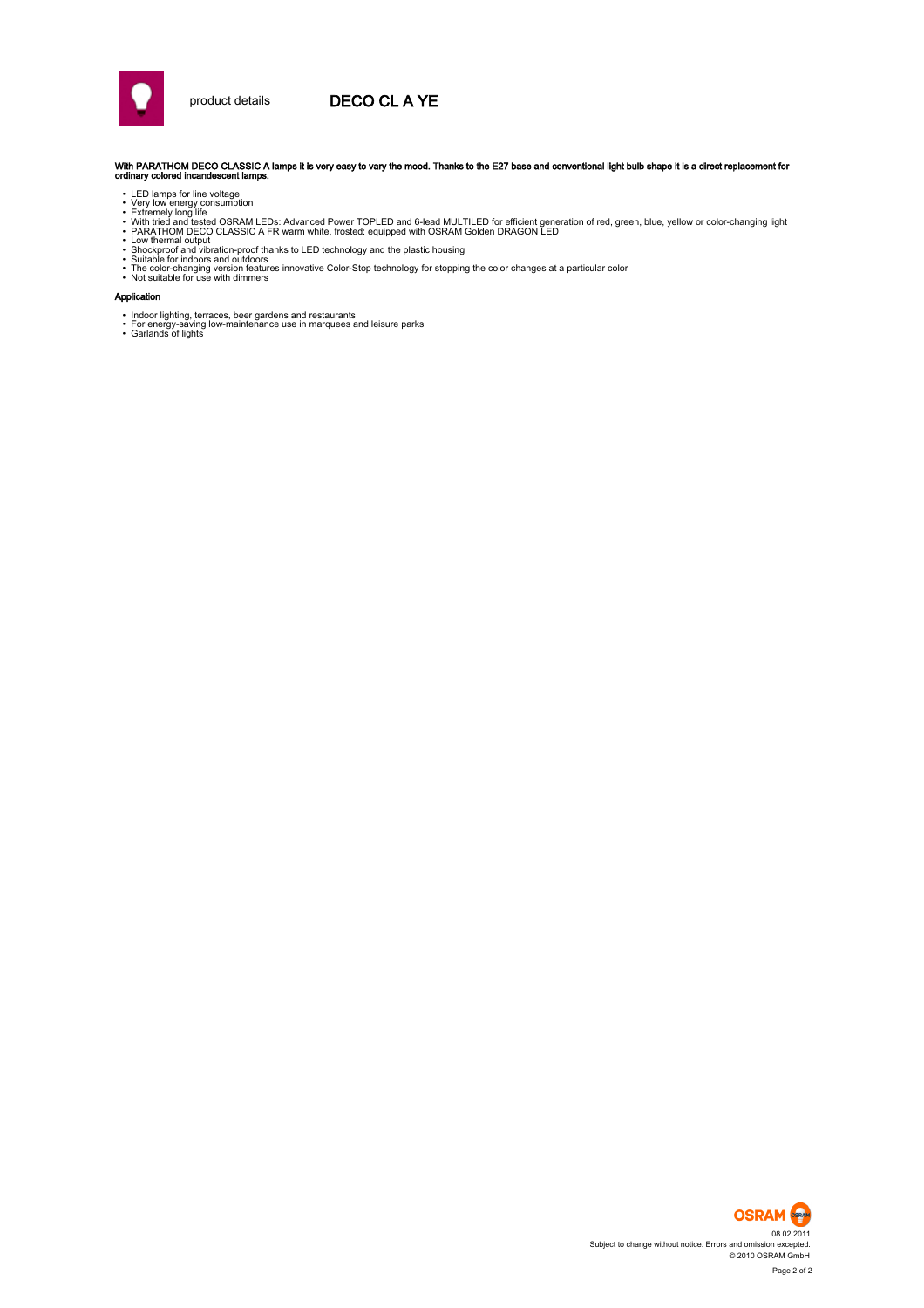product details

# DECO CL A YE

**With PARATHOM DECO CLASSIC A lamps it is very easy to vary the mood. Thanks to the E27 base and conventional light bulb shape it is a direct replacement for ordinary colored incandescent lamps.**

- LED lamps for line voltage
- Very low energy consumption
- Extremely long life
- With tried and tested OSRAM LEDs: Advanced Power TOPLED and 6-lead MULTILED for efficient generation of red, green, blue, yellow or color-changing light
- PARATHOM DECO CLASSIC A FR warm white, frosted: equipped with OSRAM Golden DRAGON LED
- Low thermal output
- Shockproof and vibration-proof thanks to LED technology and the plastic housing
- Suitable for indoors and outdoors
- The color-changing version features innovative Color-Stop technology for stopping the color changes at a particular color
- Not suitable for use with dimmers

**Application**

- Indoor lighting, terraces, beer gardens and restaurants
- For energy-saving low-maintenance use in marquees and leisure parks
- Garlands of lights

08.02.2011
Subject to change without notice. Errors and omission excepted.
© 2010 OSRAM GmbH